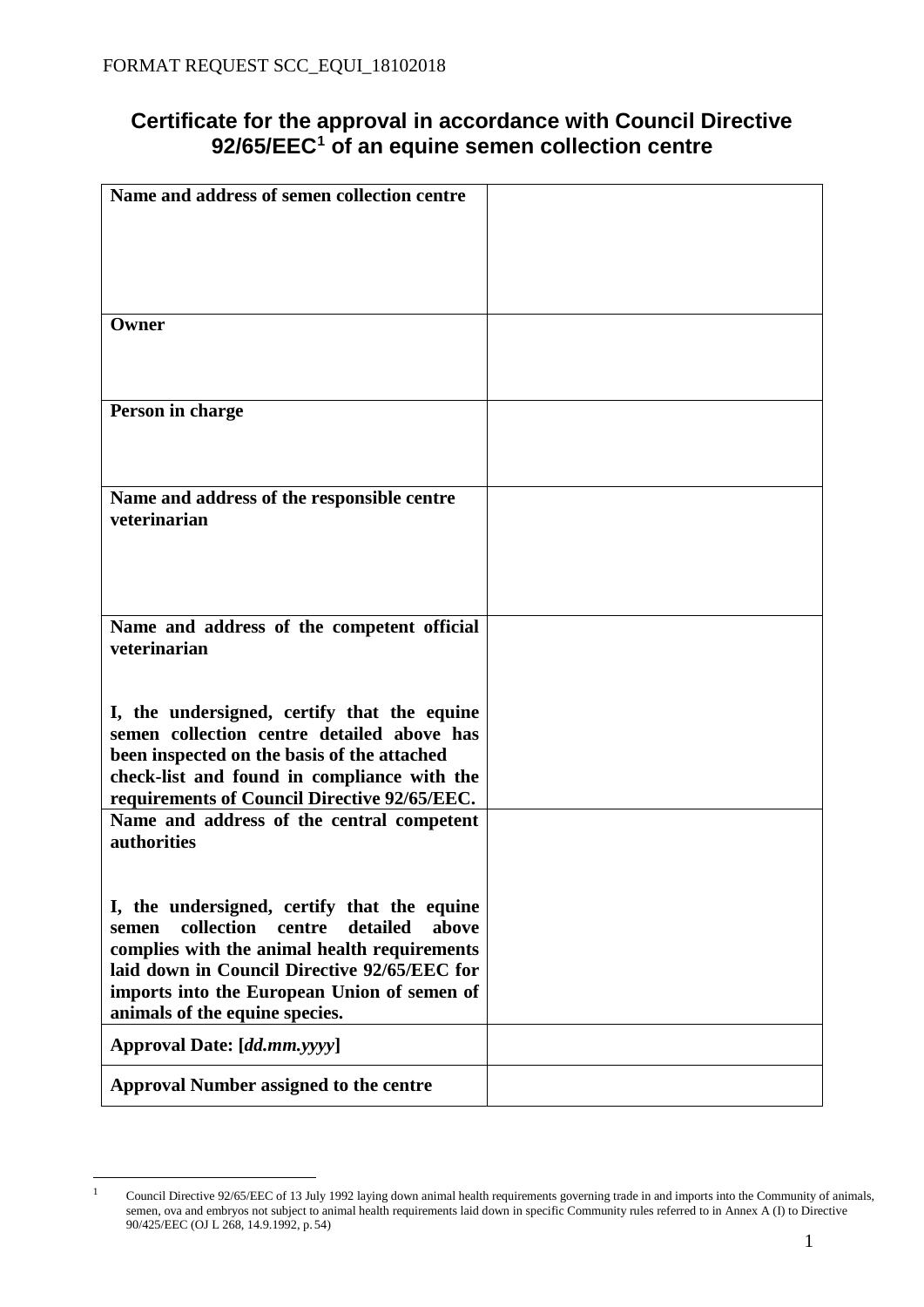FORMAT REQUEST SCC_EQUI_18102018

## Certificate for the approval in accordance with Council Directive 92/65/EEC[1] of an equine semen collection centre

| | |
|---|---|
| **Name and address of semen collection centre** | |
| **Owner** | |
| **Person in charge** | |
| **Name and address of the responsible centre veterinarian** | |
| **Name and address of the competent official veterinarian**<br><br>**I, the undersigned, certify that the equine semen collection centre detailed above has been inspected on the basis of the attached check-list and found in compliance with the requirements of Council Directive 92/65/EEC.** | |
| **Name and address of the central competent authorities**<br><br>**I, the undersigned, certify that the equine semen collection centre detailed above complies with the animal health requirements laid down in Council Directive 92/65/EEC for imports into the European Union of semen of animals of the equine species.** | |
| **Approval Date: [*dd.mm.yyyy*]** | |
| **Approval Number assigned to the centre** | |

[1] Council Directive 92/65/EEC of 13 July 1992 laying down animal health requirements governing trade in and imports into the Community of animals, semen, ova and embryos not subject to animal health requirements laid down in specific Community rules referred to in Annex A (I) to Directive 90/425/EEC (OJ L 268, 14.9.1992, p. 54)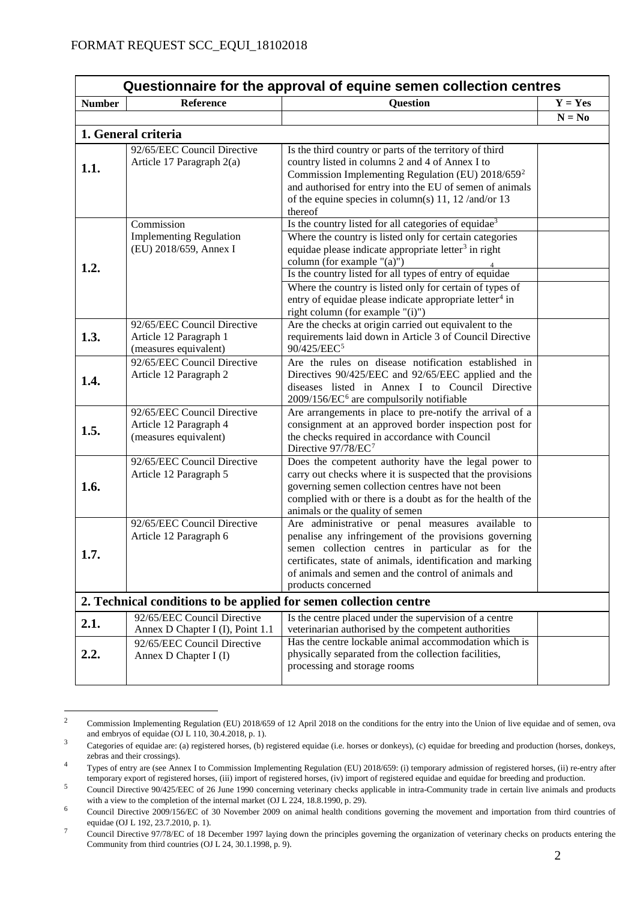FORMAT REQUEST SCC_EQUI_18102018

| Questionnaire for the approval of equine semen collection centres | | | |
|---|---|---|---|
| **Number** | **Reference** | **Question** | **Y = Yes** **N = No** |
| **1. General criteria** | | | |
| **1.1.** | 92/65/EEC Council Directive Article 17 Paragraph 2(a) | Is the third country or parts of the territory of third country listed in columns 2 and 4 of Annex I to Commission Implementing Regulation (EU) 2018/659[2] and authorised for entry into the EU of semen of animals of the equine species in column(s) 11, 12 /and/or 13 thereof | |
| **1.2.** | Commission Implementing Regulation (EU) 2018/659, Annex I | Is the country listed for all categories of equidae[3] | |
| | | Where the country is listed only for certain categories equidae please indicate appropriate letter[3] in right column (for example "(a)") | |
| | | Is the country listed for all types of entry of equidae[4] | |
| | | Where the country is listed only for certain of types of entry of equidae please indicate appropriate letter[4] in right column (for example "(i)") | |
| **1.3.** | 92/65/EEC Council Directive Article 12 Paragraph 1 (measures equivalent) | Are the checks at origin carried out equivalent to the requirements laid down in Article 3 of Council Directive 90/425/EEC[5] | |
| **1.4.** | 92/65/EEC Council Directive Article 12 Paragraph 2 | Are the rules on disease notification established in Directives 90/425/EEC and 92/65/EEC applied and the diseases listed in Annex I to Council Directive 2009/156/EC[6] are compulsorily notifiable | |
| **1.5.** | 92/65/EEC Council Directive Article 12 Paragraph 4 (measures equivalent) | Are arrangements in place to pre-notify the arrival of a consignment at an approved border inspection post for the checks required in accordance with Council Directive 97/78/EC[7] | |
| **1.6.** | 92/65/EEC Council Directive Article 12 Paragraph 5 | Does the competent authority have the legal power to carry out checks where it is suspected that the provisions governing semen collection centres have not been complied with or there is a doubt as for the health of the animals or the quality of semen | |
| **1.7.** | 92/65/EEC Council Directive Article 12 Paragraph 6 | Are administrative or penal measures available to penalise any infringement of the provisions governing semen collection centres in particular as for the certificates, state of animals, identification and marking of animals and semen and the control of animals and products concerned | |
| **2. Technical conditions to be applied for semen collection centre** | | | |
| **2.1.** | 92/65/EEC Council Directive Annex D Chapter I (I), Point 1.1 | Is the centre placed under the supervision of a centre veterinarian authorised by the competent authorities | |
| **2.2.** | 92/65/EEC Council Directive Annex D Chapter I (I) | Has the centre lockable animal accommodation which is physically separated from the collection facilities, processing and storage rooms | |

[2] Commission Implementing Regulation (EU) 2018/659 of 12 April 2018 on the conditions for the entry into the Union of live equidae and of semen, ova and embryos of equidae (OJ L 110, 30.4.2018, p. 1).

[3] Categories of equidae are: (a) registered horses, (b) registered equidae (i.e. horses or donkeys), (c) equidae for breeding and production (horses, donkeys, zebras and their crossings).

[4] Types of entry are (see Annex I to Commission Implementing Regulation (EU) 2018/659: (i) temporary admission of registered horses, (ii) re-entry after temporary export of registered horses, (iii) import of registered horses, (iv) import of registered equidae and equidae for breeding and production.

[5] Council Directive 90/425/EEC of 26 June 1990 concerning veterinary checks applicable in intra-Community trade in certain live animals and products with a view to the completion of the internal market (OJ L 224, 18.8.1990, p. 29).

[6] Council Directive 2009/156/EC of 30 November 2009 on animal health conditions governing the movement and importation from third countries of equidae (OJ L 192, 23.7.2010, p. 1).

[7] Council Directive 97/78/EC of 18 December 1997 laying down the principles governing the organization of veterinary checks on products entering the Community from third countries (OJ L 24, 30.1.1998, p. 9).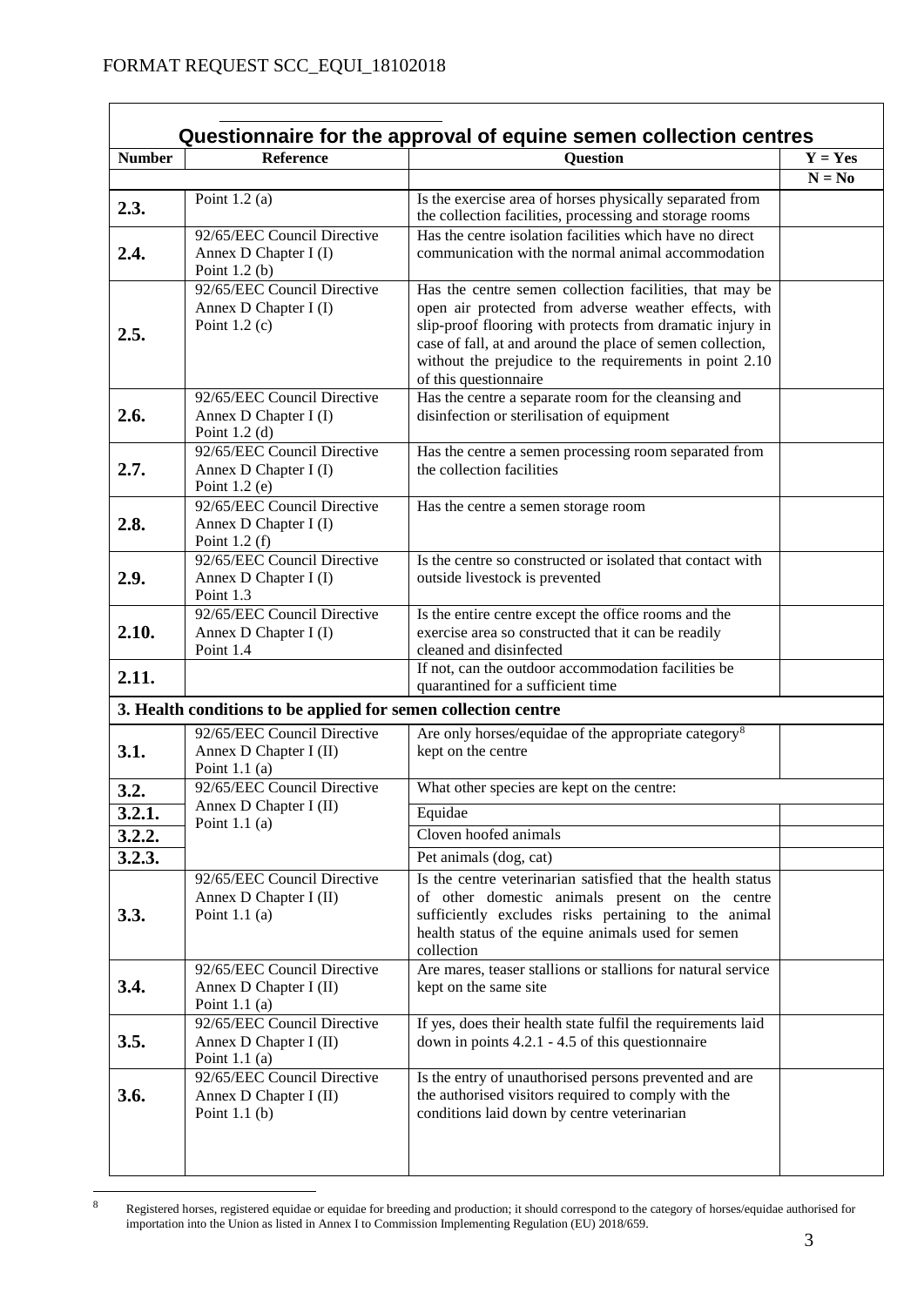FORMAT REQUEST SCC_EQUI_18102018

## Questionnaire for the approval of equine semen collection centres

| Number | Reference | Question | Y = Yes<br>N = No |
|---|---|---|---|
| **2.3.** | Point 1.2 (a) | Is the exercise area of horses physically separated from the collection facilities, processing and storage rooms | |
| **2.4.** | 92/65/EEC Council Directive Annex D Chapter I (I) Point 1.2 (b) | Has the centre isolation facilities which have no direct communication with the normal animal accommodation | |
| **2.5.** | 92/65/EEC Council Directive Annex D Chapter I (I) Point 1.2 (c) | Has the centre semen collection facilities, that may be open air protected from adverse weather effects, with slip-proof flooring with protects from dramatic injury in case of fall, at and around the place of semen collection, without the prejudice to the requirements in point 2.10 of this questionnaire | |
| **2.6.** | 92/65/EEC Council Directive Annex D Chapter I (I) Point 1.2 (d) | Has the centre a separate room for the cleansing and disinfection or sterilisation of equipment | |
| **2.7.** | 92/65/EEC Council Directive Annex D Chapter I (I) Point 1.2 (e) | Has the centre a semen processing room separated from the collection facilities | |
| **2.8.** | 92/65/EEC Council Directive Annex D Chapter I (I) Point 1.2 (f) | Has the centre a semen storage room | |
| **2.9.** | 92/65/EEC Council Directive Annex D Chapter I (I) Point 1.3 | Is the centre so constructed or isolated that contact with outside livestock is prevented | |
| **2.10.** | 92/65/EEC Council Directive Annex D Chapter I (I) Point 1.4 | Is the entire centre except the office rooms and the exercise area so constructed that it can be readily cleaned and disinfected | |
| **2.11.** | | If not, can the outdoor accommodation facilities be quarantined for a sufficient time | |
| **3. Health conditions to be applied for semen collection centre** | | | |
| **3.1.** | 92/65/EEC Council Directive Annex D Chapter I (II) Point 1.1 (a) | Are only horses/equidae of the appropriate category[8] kept on the centre | |
| **3.2.** | 92/65/EEC Council Directive Annex D Chapter I (II) Point 1.1 (a) | What other species are kept on the centre: | |
| **3.2.1.** | | Equidae | |
| **3.2.2.** | | Cloven hoofed animals | |
| **3.2.3.** | | Pet animals (dog, cat) | |
| **3.3.** | 92/65/EEC Council Directive Annex D Chapter I (II) Point 1.1 (a) | Is the centre veterinarian satisfied that the health status of other domestic animals present on the centre sufficiently excludes risks pertaining to the animal health status of the equine animals used for semen collection | |
| **3.4.** | 92/65/EEC Council Directive Annex D Chapter I (II) Point 1.1 (a) | Are mares, teaser stallions or stallions for natural service kept on the same site | |
| **3.5.** | 92/65/EEC Council Directive Annex D Chapter I (II) Point 1.1 (a) | If yes, does their health state fulfil the requirements laid down in points 4.2.1 - 4.5 of this questionnaire | |
| **3.6.** | 92/65/EEC Council Directive Annex D Chapter I (II) Point 1.1 (b) | Is the entry of unauthorised persons prevented and are the authorised visitors required to comply with the conditions laid down by centre veterinarian | |

[8] Registered horses, registered equidae or equidae for breeding and production; it should correspond to the category of horses/equidae authorised for importation into the Union as listed in Annex I to Commission Implementing Regulation (EU) 2018/659.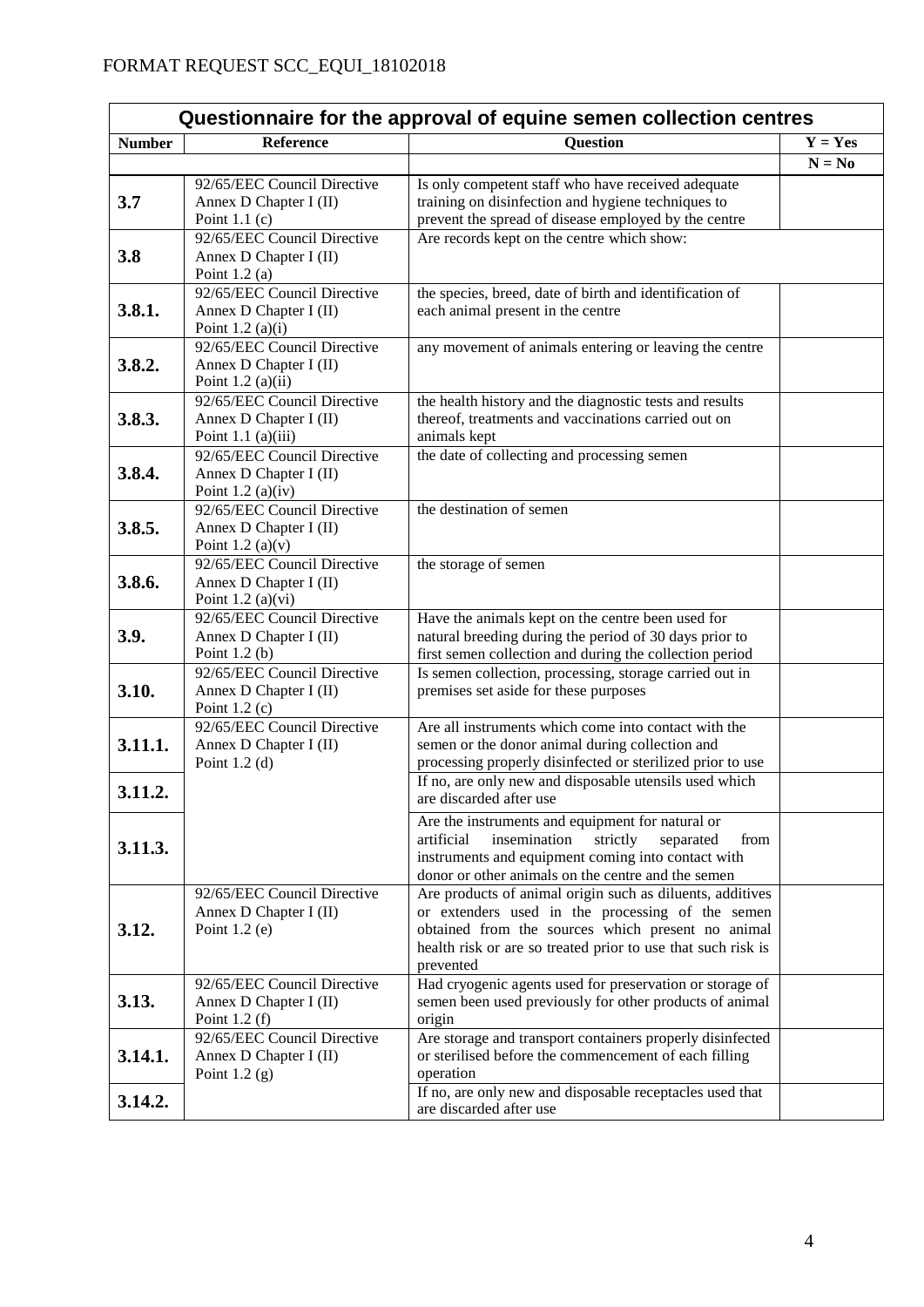FORMAT REQUEST SCC_EQUI_18102018

| Questionnaire for the approval of equine semen collection centres | | | |
|---|---|---|---|
| **Number** | **Reference** | **Question** | **Y = Yes** |
| | | | **N = No** |
| **3.7** | 92/65/EEC Council Directive Annex D Chapter I (II) Point 1.1 (c) | Is only competent staff who have received adequate training on disinfection and hygiene techniques to prevent the spread of disease employed by the centre | |
| **3.8** | 92/65/EEC Council Directive Annex D Chapter I (II) Point 1.2 (a) | Are records kept on the centre which show: | |
| **3.8.1.** | 92/65/EEC Council Directive Annex D Chapter I (II) Point 1.2 (a)(i) | the species, breed, date of birth and identification of each animal present in the centre | |
| **3.8.2.** | 92/65/EEC Council Directive Annex D Chapter I (II) Point 1.2 (a)(ii) | any movement of animals entering or leaving the centre | |
| **3.8.3.** | 92/65/EEC Council Directive Annex D Chapter I (II) Point 1.1 (a)(iii) | the health history and the diagnostic tests and results thereof, treatments and vaccinations carried out on animals kept | |
| **3.8.4.** | 92/65/EEC Council Directive Annex D Chapter I (II) Point 1.2 (a)(iv) | the date of collecting and processing semen | |
| **3.8.5.** | 92/65/EEC Council Directive Annex D Chapter I (II) Point 1.2 (a)(v) | the destination of semen | |
| **3.8.6.** | 92/65/EEC Council Directive Annex D Chapter I (II) Point 1.2 (a)(vi) | the storage of semen | |
| **3.9.** | 92/65/EEC Council Directive Annex D Chapter I (II) Point 1.2 (b) | Have the animals kept on the centre been used for natural breeding during the period of 30 days prior to first semen collection and during the collection period | |
| **3.10.** | 92/65/EEC Council Directive Annex D Chapter I (II) Point 1.2 (c) | Is semen collection, processing, storage carried out in premises set aside for these purposes | |
| **3.11.1.** | 92/65/EEC Council Directive Annex D Chapter I (II) Point 1.2 (d) | Are all instruments which come into contact with the semen or the donor animal during collection and processing properly disinfected or sterilized prior to use | |
| **3.11.2.** | | If no, are only new and disposable utensils used which are discarded after use | |
| **3.11.3.** | | Are the instruments and equipment for natural or artificial insemination strictly separated from instruments and equipment coming into contact with donor or other animals on the centre and the semen | |
| **3.12.** | 92/65/EEC Council Directive Annex D Chapter I (II) Point 1.2 (e) | Are products of animal origin such as diluents, additives or extenders used in the processing of the semen obtained from the sources which present no animal health risk or are so treated prior to use that such risk is prevented | |
| **3.13.** | 92/65/EEC Council Directive Annex D Chapter I (II) Point 1.2 (f) | Had cryogenic agents used for preservation or storage of semen been used previously for other products of animal origin | |
| **3.14.1.** | 92/65/EEC Council Directive Annex D Chapter I (II) Point 1.2 (g) | Are storage and transport containers properly disinfected or sterilised before the commencement of each filling operation | |
| **3.14.2.** | | If no, are only new and disposable receptacles used that are discarded after use | |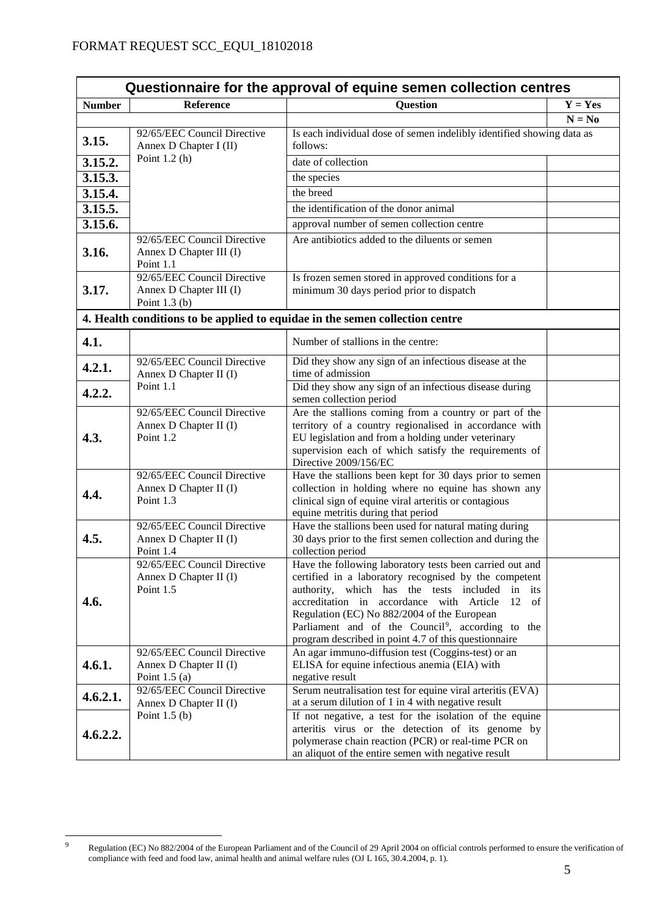FORMAT REQUEST SCC_EQUI_18102018

| Questionnaire for the approval of equine semen collection centres | | | |
|---|---|---|---|
| **Number** | **Reference** | **Question** | **Y = Yes** |
| | | | **N = No** |
| **3.15.** | 92/65/EEC Council Directive Annex D Chapter I (II) Point 1.2 (h) | Is each individual dose of semen indelibly identified showing data as follows: | |
| **3.15.2.** | | date of collection | |
| **3.15.3.** | | the species | |
| **3.15.4.** | | the breed | |
| **3.15.5.** | | the identification of the donor animal | |
| **3.15.6.** | | approval number of semen collection centre | |
| **3.16.** | 92/65/EEC Council Directive Annex D Chapter III (I) Point 1.1 | Are antibiotics added to the diluents or semen | |
| **3.17.** | 92/65/EEC Council Directive Annex D Chapter III (I) Point 1.3 (b) | Is frozen semen stored in approved conditions for a minimum 30 days period prior to dispatch | |
| **4. Health conditions to be applied to equidae in the semen collection centre** | | | |
| **4.1.** | | Number of stallions in the centre: | |
| **4.2.1.** | 92/65/EEC Council Directive Annex D Chapter II (I) Point 1.1 | Did they show any sign of an infectious disease at the time of admission | |
| **4.2.2.** | | Did they show any sign of an infectious disease during semen collection period | |
| **4.3.** | 92/65/EEC Council Directive Annex D Chapter II (I) Point 1.2 | Are the stallions coming from a country or part of the territory of a country regionalised in accordance with EU legislation and from a holding under veterinary supervision each of which satisfy the requirements of Directive 2009/156/EC | |
| **4.4.** | 92/65/EEC Council Directive Annex D Chapter II (I) Point 1.3 | Have the stallions been kept for 30 days prior to semen collection in holding where no equine has shown any clinical sign of equine viral arteritis or contagious equine metritis during that period | |
| **4.5.** | 92/65/EEC Council Directive Annex D Chapter II (I) Point 1.4 | Have the stallions been used for natural mating during 30 days prior to the first semen collection and during the collection period | |
| **4.6.** | 92/65/EEC Council Directive Annex D Chapter II (I) Point 1.5 | Have the following laboratory tests been carried out and certified in a laboratory recognised by the competent authority, which has the tests included in its accreditation in accordance with Article 12 of Regulation (EC) No 882/2004 of the European Parliament and of the Council[9], according to the program described in point 4.7 of this questionnaire | |
| **4.6.1.** | 92/65/EEC Council Directive Annex D Chapter II (I) Point 1.5 (a) | An agar immuno-diffusion test (Coggins-test) or an ELISA for equine infectious anemia (EIA) with negative result | |
| **4.6.2.1.** | 92/65/EEC Council Directive Annex D Chapter II (I) Point 1.5 (b) | Serum neutralisation test for equine viral arteritis (EVA) at a serum dilution of 1 in 4 with negative result | |
| **4.6.2.2.** | | If not negative, a test for the isolation of the equine arteritis virus or the detection of its genome by polymerase chain reaction (PCR) or real-time PCR on an aliquot of the entire semen with negative result | |

[9] Regulation (EC) No 882/2004 of the European Parliament and of the Council of 29 April 2004 on official controls performed to ensure the verification of compliance with feed and food law, animal health and animal welfare rules (OJ L 165, 30.4.2004, p. 1).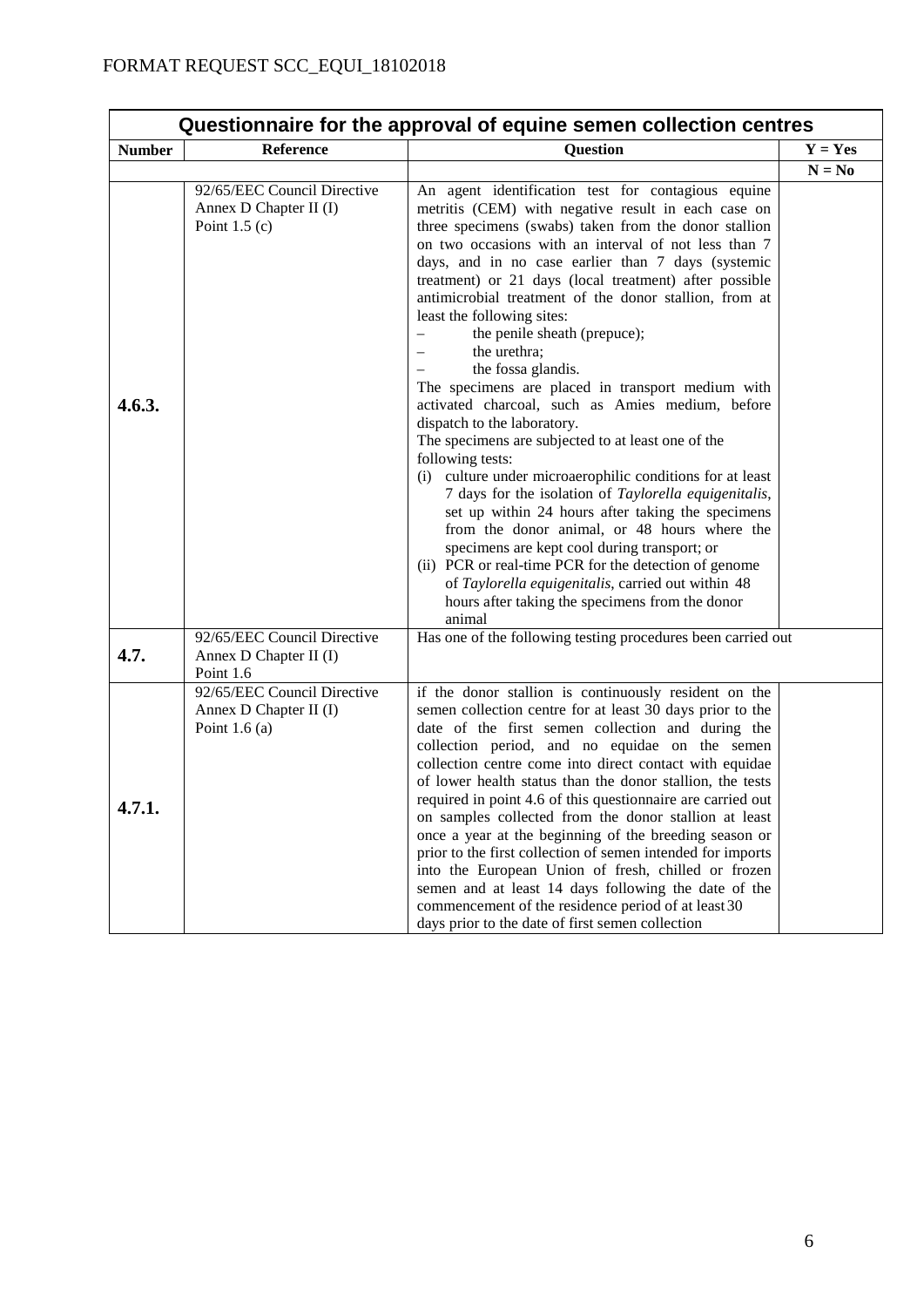| Questionnaire for the approval of equine semen collection centres | | | |
|---|---|---|---|
| **Number** | **Reference** | **Question** | **Y = Yes** |
| | | | **N = No** |
| **4.6.3.** | 92/65/EEC Council Directive Annex D Chapter II (I) Point 1.5 (c) | An agent identification test for contagious equine metritis (CEM) with negative result in each case on three specimens (swabs) taken from the donor stallion on two occasions with an interval of not less than 7 days, and in no case earlier than 7 days (systemic treatment) or 21 days (local treatment) after possible antimicrobial treatment of the donor stallion, from at least the following sites:<br>– the penile sheath (prepuce);<br>– the urethra;<br>– the fossa glandis.<br>The specimens are placed in transport medium with activated charcoal, such as Amies medium, before dispatch to the laboratory.<br>The specimens are subjected to at least one of the following tests:<br>(i) culture under microaerophilic conditions for at least 7 days for the isolation of *Taylorella equigenitalis*, set up within 24 hours after taking the specimens from the donor animal, or 48 hours where the specimens are kept cool during transport; or<br>(ii) PCR or real-time PCR for the detection of genome of *Taylorella equigenitalis*, carried out within 48 hours after taking the specimens from the donor animal | |
| **4.7.** | 92/65/EEC Council Directive Annex D Chapter II (I) Point 1.6 | Has one of the following testing procedures been carried out | |
| **4.7.1.** | 92/65/EEC Council Directive Annex D Chapter II (I) Point 1.6 (a) | if the donor stallion is continuously resident on the semen collection centre for at least 30 days prior to the date of the first semen collection and during the collection period, and no equidae on the semen collection centre come into direct contact with equidae of lower health status than the donor stallion, the tests required in point 4.6 of this questionnaire are carried out on samples collected from the donor stallion at least once a year at the beginning of the breeding season or prior to the first collection of semen intended for imports into the European Union of fresh, chilled or frozen semen and at least 14 days following the date of the commencement of the residence period of at least 30 days prior to the date of first semen collection | |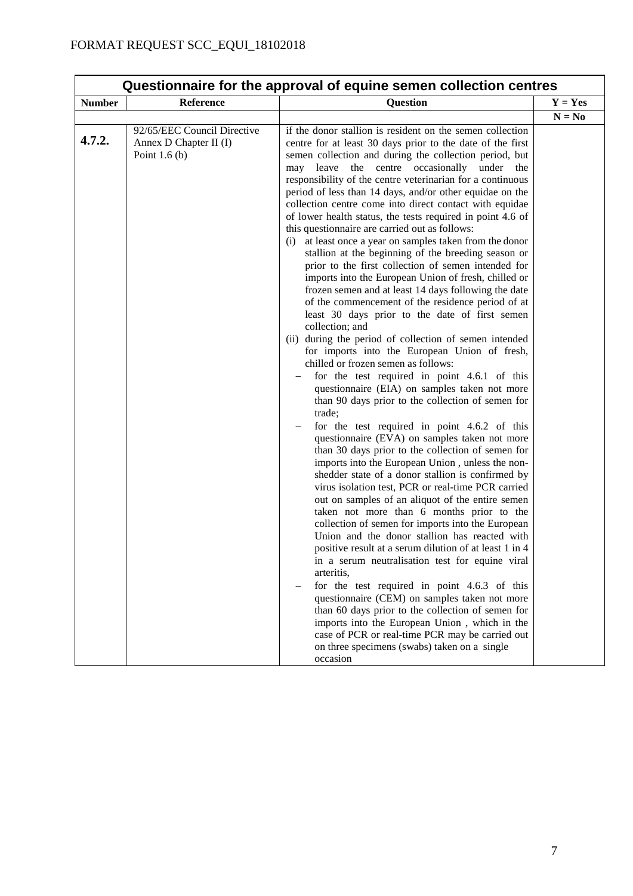| Questionnaire for the approval of equine semen collection centres | | | |
|---|---|---|---|
| **Number** | **Reference** | **Question** | **Y = Yes** |
| | | | **N = No** |
| **4.7.2.** | 92/65/EEC Council Directive Annex D Chapter II (I) Point 1.6 (b) | if the donor stallion is resident on the semen collection centre for at least 30 days prior to the date of the first semen collection and during the collection period, but may leave the centre occasionally under the responsibility of the centre veterinarian for a continuous period of less than 14 days, and/or other equidae on the collection centre come into direct contact with equidae of lower health status, the tests required in point 4.6 of this questionnaire are carried out as follows:<br>(i) at least once a year on samples taken from the donor stallion at the beginning of the breeding season or prior to the first collection of semen intended for imports into the European Union of fresh, chilled or frozen semen and at least 14 days following the date of the commencement of the residence period of at least 30 days prior to the date of first semen collection; and<br>(ii) during the period of collection of semen intended for imports into the European Union of fresh, chilled or frozen semen as follows:<br>– for the test required in point 4.6.1 of this questionnaire (EIA) on samples taken not more than 90 days prior to the collection of semen for trade;<br>– for the test required in point 4.6.2 of this questionnaire (EVA) on samples taken not more than 30 days prior to the collection of semen for imports into the European Union , unless the non-shedder state of a donor stallion is confirmed by virus isolation test, PCR or real-time PCR carried out on samples of an aliquot of the entire semen taken not more than 6 months prior to the collection of semen for imports into the European Union and the donor stallion has reacted with positive result at a serum dilution of at least 1 in 4 in a serum neutralisation test for equine viral arteritis,<br>– for the test required in point 4.6.3 of this questionnaire (CEM) on samples taken not more than 60 days prior to the collection of semen for imports into the European Union , which in the case of PCR or real-time PCR may be carried out on three specimens (swabs) taken on a single occasion | |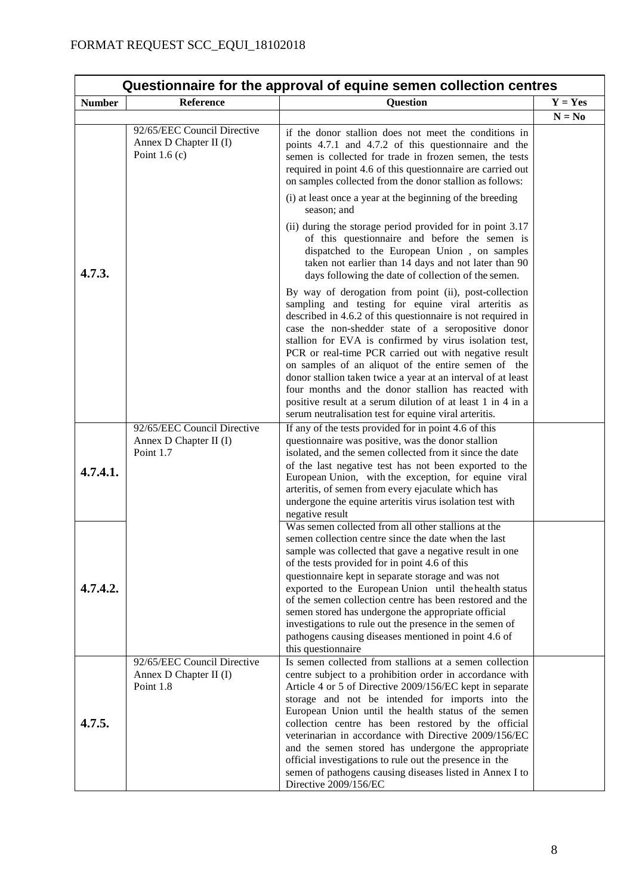| Questionnaire for the approval of equine semen collection centres | | | |
|---|---|---|---|
| **Number** | **Reference** | **Question** | **Y = Yes** |
| | | | **N = No** |
| **4.7.3.** | 92/65/EEC Council Directive Annex D Chapter II (I) Point 1.6 (c) | if the donor stallion does not meet the conditions in points 4.7.1 and 4.7.2 of this questionnaire and the semen is collected for trade in frozen semen, the tests required in point 4.6 of this questionnaire are carried out on samples collected from the donor stallion as follows:<br>(i) at least once a year at the beginning of the breeding season; and<br>(ii) during the storage period provided for in point 3.17 of this questionnaire and before the semen is dispatched to the European Union , on samples taken not earlier than 14 days and not later than 90 days following the date of collection of the semen.<br>By way of derogation from point (ii), post-collection sampling and testing for equine viral arteritis as described in 4.6.2 of this questionnaire is not required in case the non-shedder state of a seropositive donor stallion for EVA is confirmed by virus isolation test, PCR or real-time PCR carried out with negative result on samples of an aliquot of the entire semen of the donor stallion taken twice a year at an interval of at least four months and the donor stallion has reacted with positive result at a serum dilution of at least 1 in 4 in a serum neutralisation test for equine viral arteritis. | |
| **4.7.4.1.** | 92/65/EEC Council Directive Annex D Chapter II (I) Point 1.7 | If any of the tests provided for in point 4.6 of this questionnaire was positive, was the donor stallion isolated, and the semen collected from it since the date of the last negative test has not been exported to the European Union, with the exception, for equine viral arteritis, of semen from every ejaculate which has undergone the equine arteritis virus isolation test with negative result | |
| **4.7.4.2.** | | Was semen collected from all other stallions at the semen collection centre since the date when the last sample was collected that gave a negative result in one of the tests provided for in point 4.6 of this questionnaire kept in separate storage and was not exported to the European Union until the health status of the semen collection centre has been restored and the semen stored has undergone the appropriate official investigations to rule out the presence in the semen of pathogens causing diseases mentioned in point 4.6 of this questionnaire | |
| **4.7.5.** | 92/65/EEC Council Directive Annex D Chapter II (I) Point 1.8 | Is semen collected from stallions at a semen collection centre subject to a prohibition order in accordance with Article 4 or 5 of Directive 2009/156/EC kept in separate storage and not be intended for imports into the European Union until the health status of the semen collection centre has been restored by the official veterinarian in accordance with Directive 2009/156/EC and the semen stored has undergone the appropriate official investigations to rule out the presence in the semen of pathogens causing diseases listed in Annex I to Directive 2009/156/EC | |